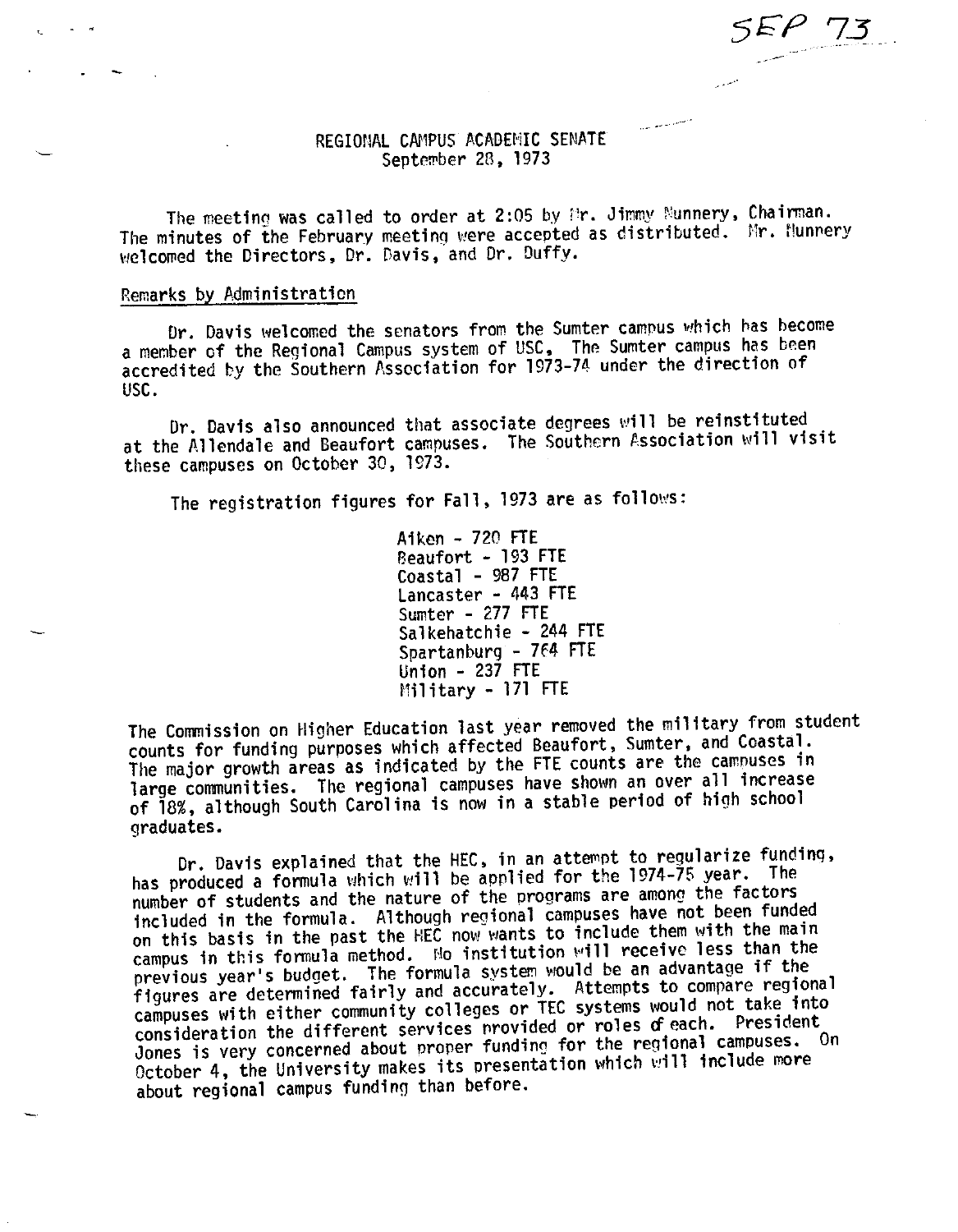SEP 73

# REGIONAL CAMPUS ACADEMIC SENATE
September 28, 1973

The meeting was called to order at 2:05 by Mr. Jimmy Nunnery, Chairman. The minutes of the February meeting were accepted as distributed. Mr. Nunnery welcomed the Directors, Dr. Davis, and Dr. Duffy.

## Remarks by Administration

Dr. Davis welcomed the senators from the Sumter campus which has become a member of the Regional Campus system of USC. The Sumter campus has been accredited by the Southern Association for 1973-74 under the direction of USC.

Dr. Davis also announced that associate degrees will be reinstituted at the Allendale and Beaufort campuses. The Southern Association will visit these campuses on October 30, 1973.

The registration figures for Fall, 1973 are as follows:

Aiken - 720 FTE
Beaufort - 193 FTE
Coastal - 987 FTE
Lancaster - 443 FTE
Sumter - 277 FTE
Salkehatchie - 244 FTE
Spartanburg - 764 FTE
Union - 237 FTE
Military - 171 FTE

The Commission on Higher Education last year removed the military from student counts for funding purposes which affected Beaufort, Sumter, and Coastal. The major growth areas as indicated by the FTE counts are the campuses in large communities. The regional campuses have shown an over all increase of 18%, although South Carolina is now in a stable period of high school graduates.

Dr. Davis explained that the HEC, in an attempt to regularize funding, has produced a formula which will be applied for the 1974-75 year. The number of students and the nature of the programs are among the factors included in the formula. Although regional campuses have not been funded on this basis in the past the HEC now wants to include them with the main campus in this formula method. No institution will receive less than the previous year's budget. The formula system would be an advantage if the figures are determined fairly and accurately. Attempts to compare regional campuses with either community colleges or TEC systems would not take into consideration the different services provided or roles of each. President Jones is very concerned about proper funding for the regional campuses. On October 4, the University makes its presentation which will include more about regional campus funding than before.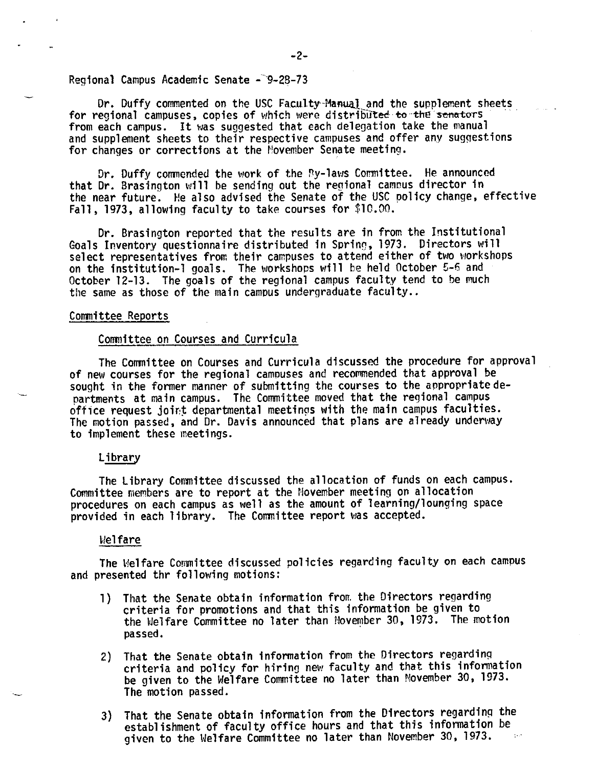Regional Campus Academic Senate - 9-28-73

Dr. Duffy commented on the USC Faculty Manual and the supplement sheets for regional campuses, copies of which were distributed to the senators from each campus. It was suggested that each delegation take the manual and supplement sheets to their respective campuses and offer any suggestions for changes or corrections at the November Senate meeting.

Dr. Duffy commended the work of the By-laws Committee. He announced that Dr. Brasington will be sending out the regional campus director in the near future. He also advised the Senate of the USC policy change, effective Fall, 1973, allowing faculty to take courses for $10.00.

Dr. Brasington reported that the results are in from the Institutional Goals Inventory questionnaire distributed in Spring, 1973. Directors will select representatives from their campuses to attend either of two workshops on the institution-l goals. The workshops will be held October 5-6 and October 12-13. The goals of the regional campus faculty tend to be much the same as those of the main campus undergraduate faculty..

## Committee Reports

### Committee on Courses and Curricula

The Committee on Courses and Curricula discussed the procedure for approval of new courses for the regional campuses and recommended that approval be sought in the former manner of submitting the courses to the appropriate departments at main campus. The Committee moved that the regional campus office request joint departmental meetings with the main campus faculties. The motion passed, and Dr. Davis announced that plans are already underway to implement these meetings.

### Library

The Library Committee discussed the allocation of funds on each campus. Committee members are to report at the November meeting on allocation procedures on each campus as well as the amount of learning/lounging space provided in each library. The Committee report was accepted.

### Welfare

The Welfare Committee discussed policies regarding faculty on each campus and presented thr following motions:

1) That the Senate obtain information from the Directors regarding criteria for promotions and that this information be given to the Welfare Committee no later than November 30, 1973. The motion passed.

2) That the Senate obtain information from the Directors regarding criteria and policy for hiring new faculty and that this information be given to the Welfare Committee no later than November 30, 1973. The motion passed.

3) That the Senate obtain information from the Directors regarding the establishment of faculty office hours and that this information be given to the Welfare Committee no later than November 30, 1973.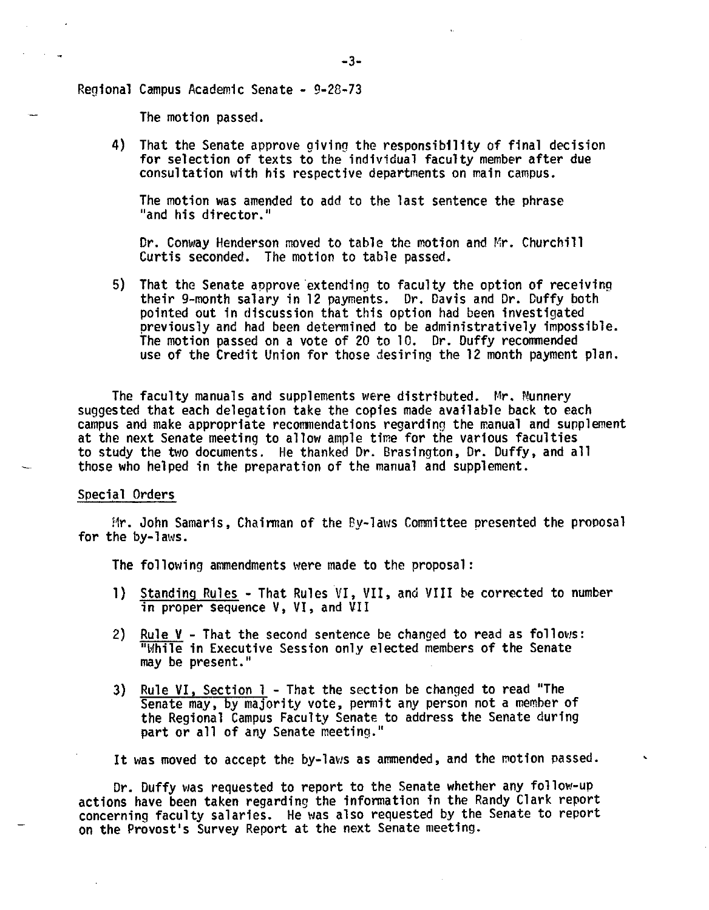Regional Campus Academic Senate - 9-28-73

The motion passed.

4) That the Senate approve giving the responsibility of final decision for selection of texts to the individual faculty member after due consultation with his respective departments on main campus.

   The motion was amended to add to the last sentence the phrase "and his director."

   Dr. Conway Henderson moved to table the motion and Mr. Churchill Curtis seconded. The motion to table passed.

5) That the Senate approve extending to faculty the option of receiving their 9-month salary in 12 payments. Dr. Davis and Dr. Duffy both pointed out in discussion that this option had been investigated previously and had been determined to be administratively impossible. The motion passed on a vote of 20 to 10. Dr. Duffy recommended use of the Credit Union for those desiring the 12 month payment plan.

The faculty manuals and supplements were distributed. Mr. Nunnery suggested that each delegation take the copies made available back to each campus and make appropriate recommendations regarding the manual and supplement at the next Senate meeting to allow ample time for the various faculties to study the two documents. He thanked Dr. Brasington, Dr. Duffy, and all those who helped in the preparation of the manual and supplement.

Special Orders

Mr. John Samaris, Chairman of the By-laws Committee presented the proposal for the by-laws.

The following ammendments were made to the proposal:

1) Standing Rules - That Rules VI, VII, and VIII be corrected to number in proper sequence V, VI, and VII

2) Rule V - That the second sentence be changed to read as follows: "While in Executive Session only elected members of the Senate may be present."

3) Rule VI, Section 1 - That the section be changed to read "The Senate may, by majority vote, permit any person not a member of the Regional Campus Faculty Senate to address the Senate during part or all of any Senate meeting."

It was moved to accept the by-laws as ammended, and the motion passed.

Dr. Duffy was requested to report to the Senate whether any follow-up actions have been taken regarding the information in the Randy Clark report concerning faculty salaries. He was also requested by the Senate to report on the Provost's Survey Report at the next Senate meeting.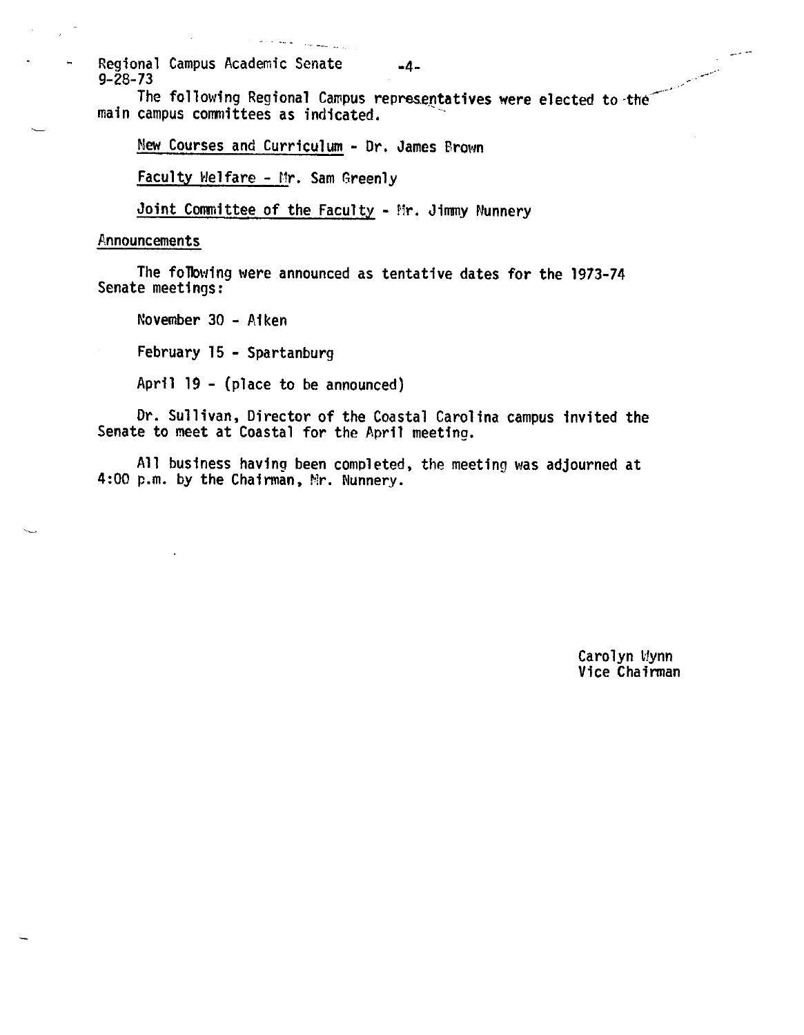The following Regional Campus representatives were elected to the main campus committees as indicated.

New Courses and Curriculum - Dr. James Brown

Faculty Welfare - Mr. Sam Greenly

Joint Committee of the Faculty - Mr. Jimmy Nunnery

## Announcements

The following were announced as tentative dates for the 1973-74 Senate meetings:

November 30 - Aiken

February 15 - Spartanburg

April 19 - (place to be announced)

Dr. Sullivan, Director of the Coastal Carolina campus invited the Senate to meet at Coastal for the April meeting.

All business having been completed, the meeting was adjourned at 4:00 p.m. by the Chairman, Mr. Nunnery.

Carolyn Wynn
Vice Chairman